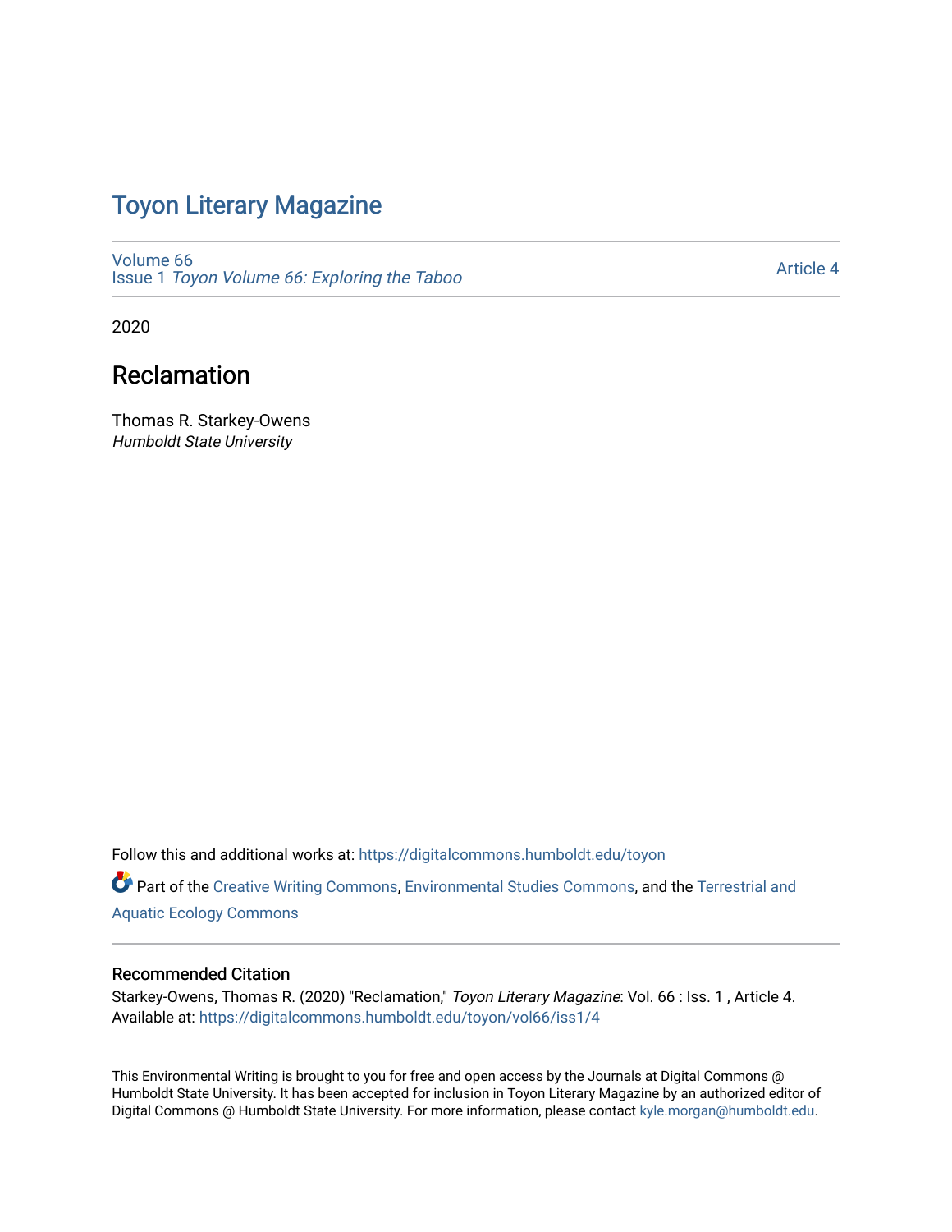# Toyon Literary Magazine

Volume 66
Issue 1 *Toyon Volume 66: Exploring the Taboo*

Article 4

2020

## Reclamation

Thomas R. Starkey-Owens
*Humboldt State University*

Follow this and additional works at: https://digitalcommons.humboldt.edu/toyon

Part of the Creative Writing Commons, Environmental Studies Commons, and the Terrestrial and Aquatic Ecology Commons

### Recommended Citation

Starkey-Owens, Thomas R. (2020) "Reclamation," *Toyon Literary Magazine*: Vol. 66 : Iss. 1 , Article 4.
Available at: https://digitalcommons.humboldt.edu/toyon/vol66/iss1/4

This Environmental Writing is brought to you for free and open access by the Journals at Digital Commons @ Humboldt State University. It has been accepted for inclusion in Toyon Literary Magazine by an authorized editor of Digital Commons @ Humboldt State University. For more information, please contact kyle.morgan@humboldt.edu.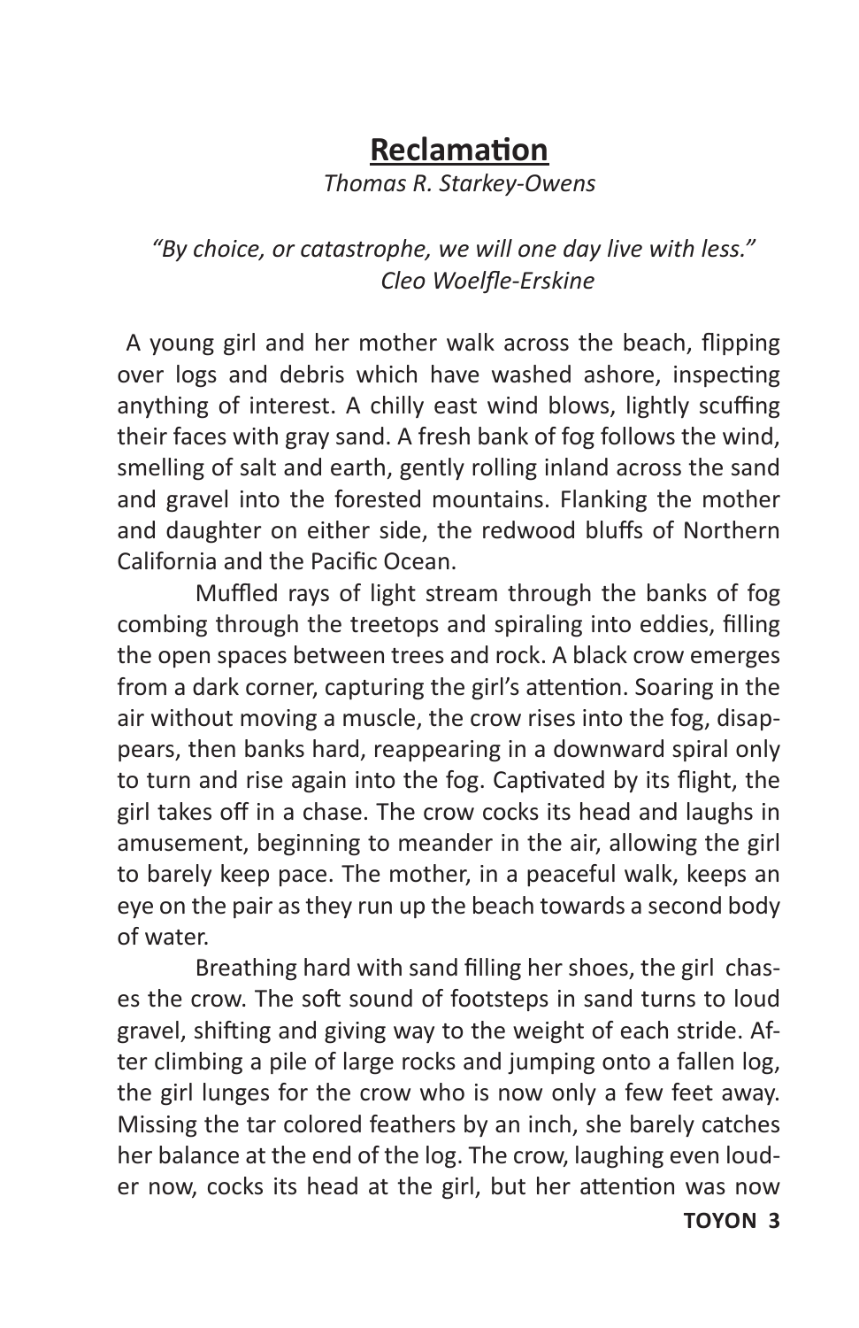# Reclamation

*Thomas R. Starkey-Owens*

*"By choice, or catastrophe, we will one day live with less."*
*Cleo Woelfle-Erskine*

A young girl and her mother walk across the beach, flipping over logs and debris which have washed ashore, inspecting anything of interest. A chilly east wind blows, lightly scuffing their faces with gray sand. A fresh bank of fog follows the wind, smelling of salt and earth, gently rolling inland across the sand and gravel into the forested mountains. Flanking the mother and daughter on either side, the redwood bluffs of Northern California and the Pacific Ocean.

Muffled rays of light stream through the banks of fog combing through the treetops and spiraling into eddies, filling the open spaces between trees and rock. A black crow emerges from a dark corner, capturing the girl's attention. Soaring in the air without moving a muscle, the crow rises into the fog, disappears, then banks hard, reappearing in a downward spiral only to turn and rise again into the fog. Captivated by its flight, the girl takes off in a chase. The crow cocks its head and laughs in amusement, beginning to meander in the air, allowing the girl to barely keep pace. The mother, in a peaceful walk, keeps an eye on the pair as they run up the beach towards a second body of water.

Breathing hard with sand filling her shoes, the girl chases the crow. The soft sound of footsteps in sand turns to loud gravel, shifting and giving way to the weight of each stride. After climbing a pile of large rocks and jumping onto a fallen log, the girl lunges for the crow who is now only a few feet away. Missing the tar colored feathers by an inch, she barely catches her balance at the end of the log. The crow, laughing even louder now, cocks its head at the girl, but her attention was now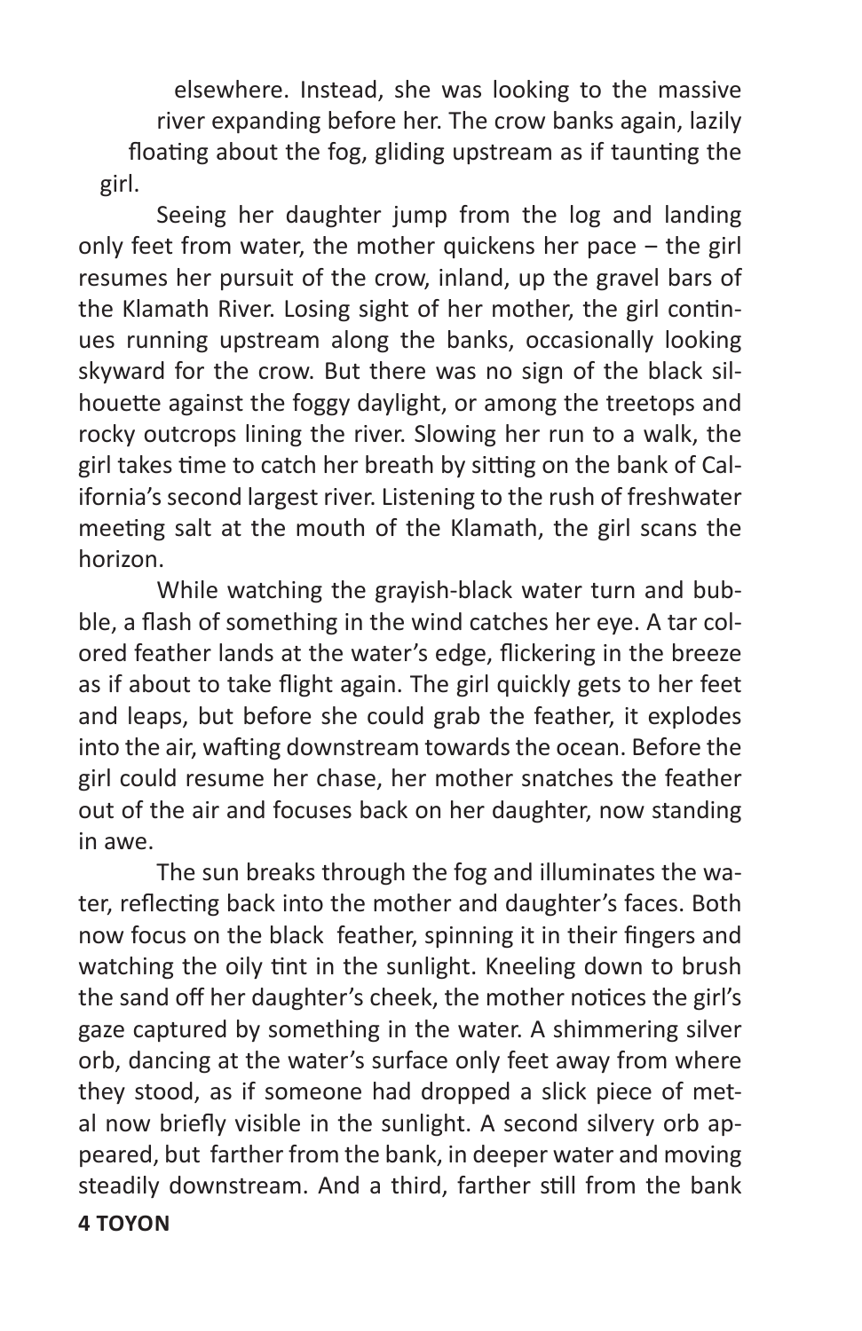elsewhere. Instead, she was looking to the massive river expanding before her. The crow banks again, lazily floating about the fog, gliding upstream as if taunting the girl.

Seeing her daughter jump from the log and landing only feet from water, the mother quickens her pace – the girl resumes her pursuit of the crow, inland, up the gravel bars of the Klamath River. Losing sight of her mother, the girl continues running upstream along the banks, occasionally looking skyward for the crow. But there was no sign of the black silhouette against the foggy daylight, or among the treetops and rocky outcrops lining the river. Slowing her run to a walk, the girl takes time to catch her breath by sitting on the bank of California's second largest river. Listening to the rush of freshwater meeting salt at the mouth of the Klamath, the girl scans the horizon.

While watching the grayish-black water turn and bubble, a flash of something in the wind catches her eye. A tar colored feather lands at the water's edge, flickering in the breeze as if about to take flight again. The girl quickly gets to her feet and leaps, but before she could grab the feather, it explodes into the air, wafting downstream towards the ocean. Before the girl could resume her chase, her mother snatches the feather out of the air and focuses back on her daughter, now standing in awe.

The sun breaks through the fog and illuminates the water, reflecting back into the mother and daughter's faces. Both now focus on the black feather, spinning it in their fingers and watching the oily tint in the sunlight. Kneeling down to brush the sand off her daughter's cheek, the mother notices the girl's gaze captured by something in the water. A shimmering silver orb, dancing at the water's surface only feet away from where they stood, as if someone had dropped a slick piece of metal now briefly visible in the sunlight. A second silvery orb appeared, but farther from the bank, in deeper water and moving steadily downstream. And a third, farther still from the bank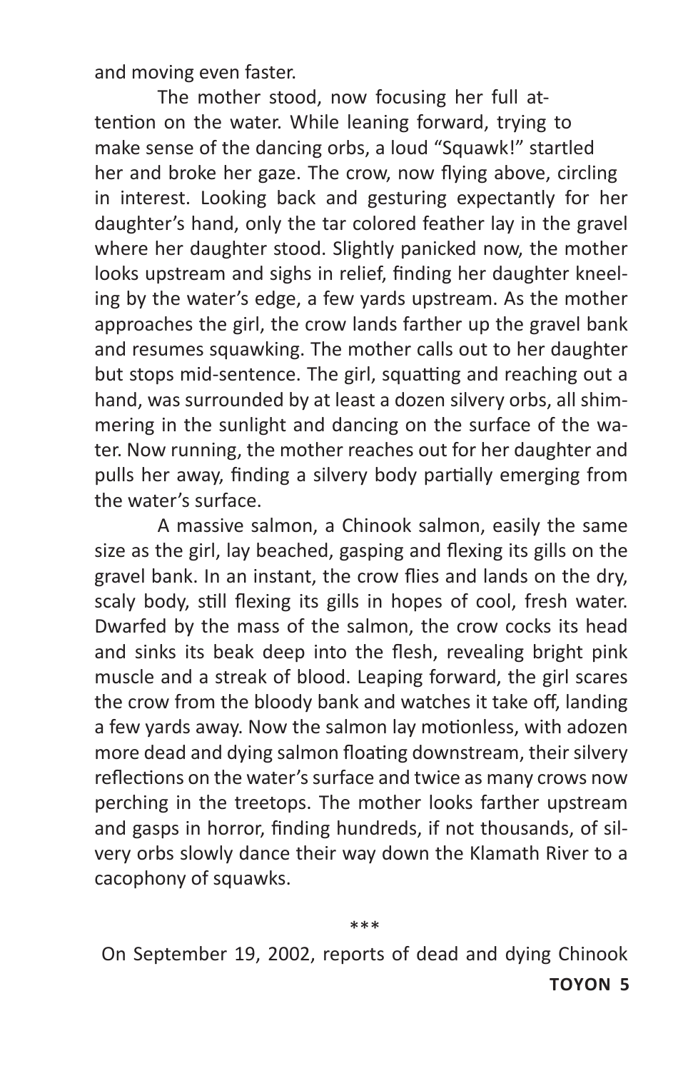and moving even faster.

The mother stood, now focusing her full attention on the water. While leaning forward, trying to make sense of the dancing orbs, a loud "Squawk!" startled her and broke her gaze. The crow, now flying above, circling in interest. Looking back and gesturing expectantly for her daughter's hand, only the tar colored feather lay in the gravel where her daughter stood. Slightly panicked now, the mother looks upstream and sighs in relief, finding her daughter kneeling by the water's edge, a few yards upstream. As the mother approaches the girl, the crow lands farther up the gravel bank and resumes squawking. The mother calls out to her daughter but stops mid-sentence. The girl, squatting and reaching out a hand, was surrounded by at least a dozen silvery orbs, all shimmering in the sunlight and dancing on the surface of the water. Now running, the mother reaches out for her daughter and pulls her away, finding a silvery body partially emerging from the water's surface.

A massive salmon, a Chinook salmon, easily the same size as the girl, lay beached, gasping and flexing its gills on the gravel bank. In an instant, the crow flies and lands on the dry, scaly body, still flexing its gills in hopes of cool, fresh water. Dwarfed by the mass of the salmon, the crow cocks its head and sinks its beak deep into the flesh, revealing bright pink muscle and a streak of blood. Leaping forward, the girl scares the crow from the bloody bank and watches it take off, landing a few yards away. Now the salmon lay motionless, with adozen more dead and dying salmon floating downstream, their silvery reflections on the water's surface and twice as many crows now perching in the treetops. The mother looks farther upstream and gasps in horror, finding hundreds, if not thousands, of silvery orbs slowly dance their way down the Klamath River to a cacophony of squawks.

***

On September 19, 2002, reports of dead and dying Chinook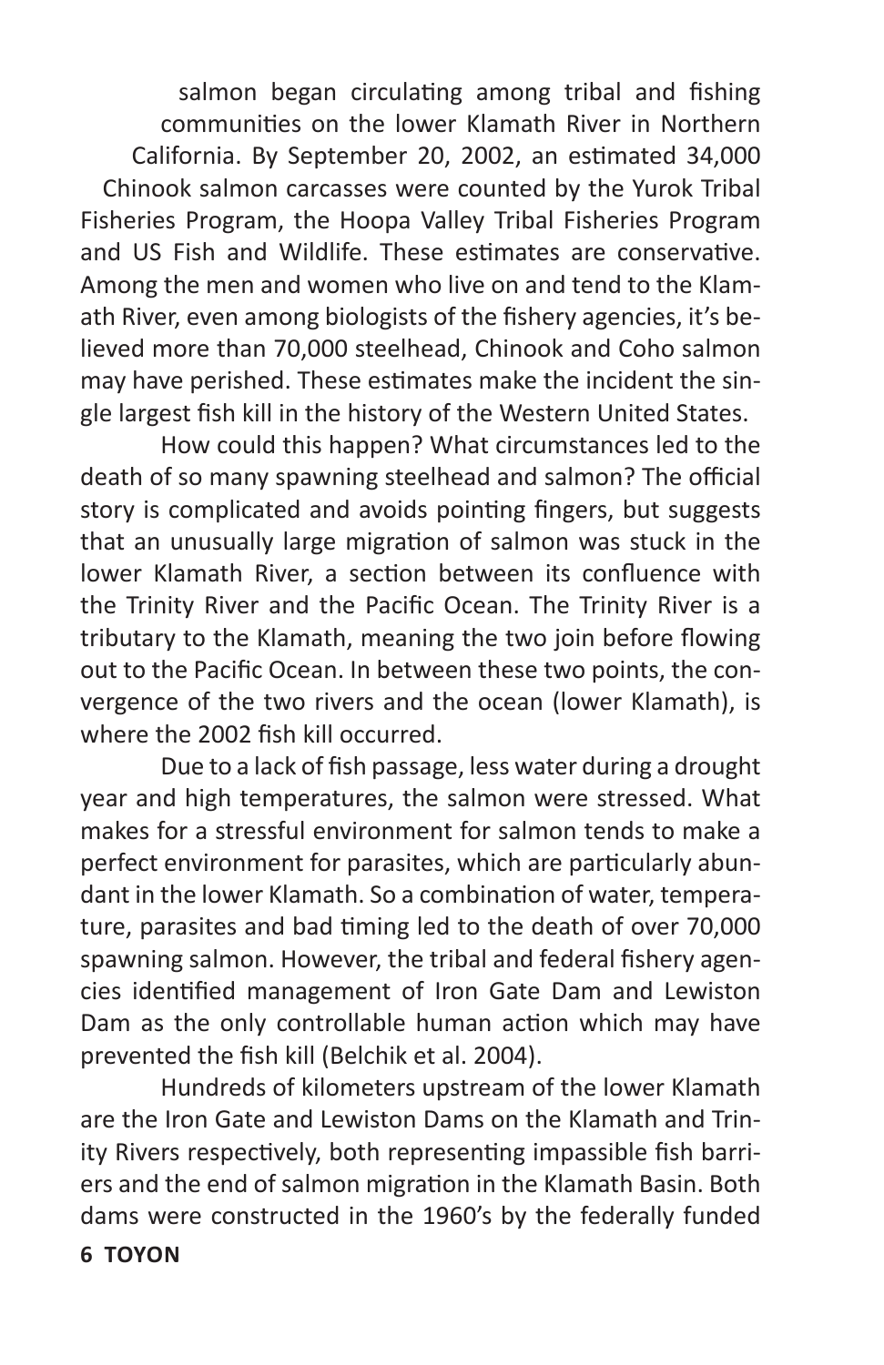salmon began circulating among tribal and fishing communities on the lower Klamath River in Northern California. By September 20, 2002, an estimated 34,000 Chinook salmon carcasses were counted by the Yurok Tribal Fisheries Program, the Hoopa Valley Tribal Fisheries Program and US Fish and Wildlife. These estimates are conservative. Among the men and women who live on and tend to the Klamath River, even among biologists of the fishery agencies, it's believed more than 70,000 steelhead, Chinook and Coho salmon may have perished. These estimates make the incident the single largest fish kill in the history of the Western United States.

How could this happen? What circumstances led to the death of so many spawning steelhead and salmon? The official story is complicated and avoids pointing fingers, but suggests that an unusually large migration of salmon was stuck in the lower Klamath River, a section between its confluence with the Trinity River and the Pacific Ocean. The Trinity River is a tributary to the Klamath, meaning the two join before flowing out to the Pacific Ocean. In between these two points, the convergence of the two rivers and the ocean (lower Klamath), is where the 2002 fish kill occurred.

Due to a lack of fish passage, less water during a drought year and high temperatures, the salmon were stressed. What makes for a stressful environment for salmon tends to make a perfect environment for parasites, which are particularly abundant in the lower Klamath. So a combination of water, temperature, parasites and bad timing led to the death of over 70,000 spawning salmon. However, the tribal and federal fishery agencies identified management of Iron Gate Dam and Lewiston Dam as the only controllable human action which may have prevented the fish kill (Belchik et al. 2004).

Hundreds of kilometers upstream of the lower Klamath are the Iron Gate and Lewiston Dams on the Klamath and Trinity Rivers respectively, both representing impassible fish barriers and the end of salmon migration in the Klamath Basin. Both dams were constructed in the 1960's by the federally funded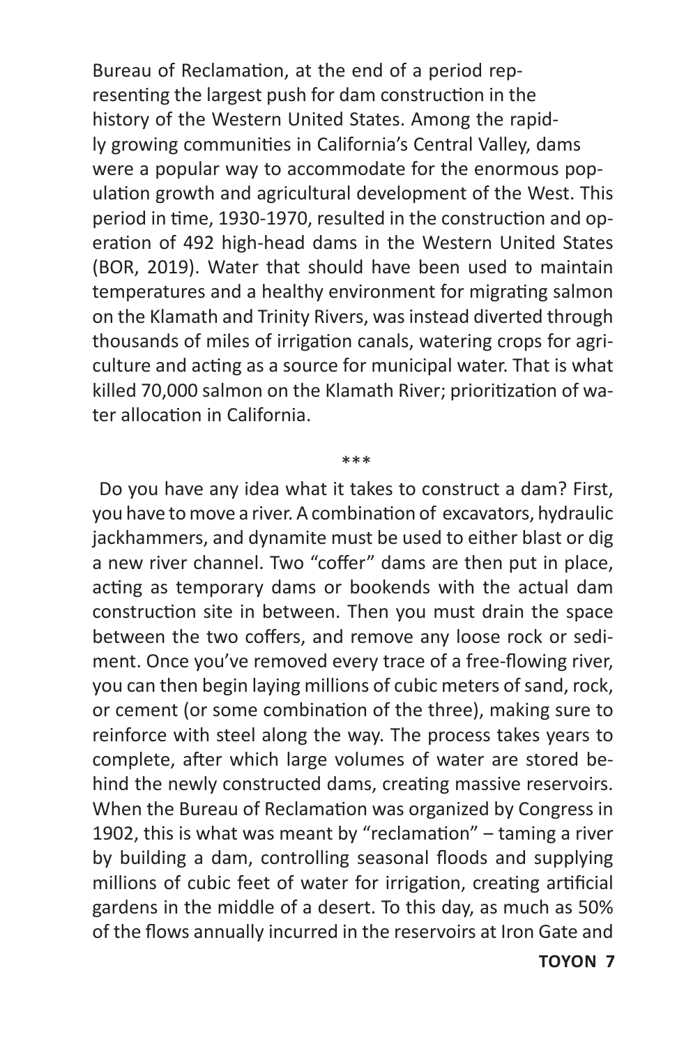Bureau of Reclamation, at the end of a period representing the largest push for dam construction in the history of the Western United States. Among the rapidly growing communities in California's Central Valley, dams were a popular way to accommodate for the enormous population growth and agricultural development of the West. This period in time, 1930-1970, resulted in the construction and operation of 492 high-head dams in the Western United States (BOR, 2019). Water that should have been used to maintain temperatures and a healthy environment for migrating salmon on the Klamath and Trinity Rivers, was instead diverted through thousands of miles of irrigation canals, watering crops for agriculture and acting as a source for municipal water. That is what killed 70,000 salmon on the Klamath River; prioritization of water allocation in California.

***

Do you have any idea what it takes to construct a dam? First, you have to move a river. A combination of excavators, hydraulic jackhammers, and dynamite must be used to either blast or dig a new river channel. Two "coffer" dams are then put in place, acting as temporary dams or bookends with the actual dam construction site in between. Then you must drain the space between the two coffers, and remove any loose rock or sediment. Once you've removed every trace of a free-flowing river, you can then begin laying millions of cubic meters of sand, rock, or cement (or some combination of the three), making sure to reinforce with steel along the way. The process takes years to complete, after which large volumes of water are stored behind the newly constructed dams, creating massive reservoirs. When the Bureau of Reclamation was organized by Congress in 1902, this is what was meant by "reclamation" – taming a river by building a dam, controlling seasonal floods and supplying millions of cubic feet of water for irrigation, creating artificial gardens in the middle of a desert. To this day, as much as 50% of the flows annually incurred in the reservoirs at Iron Gate and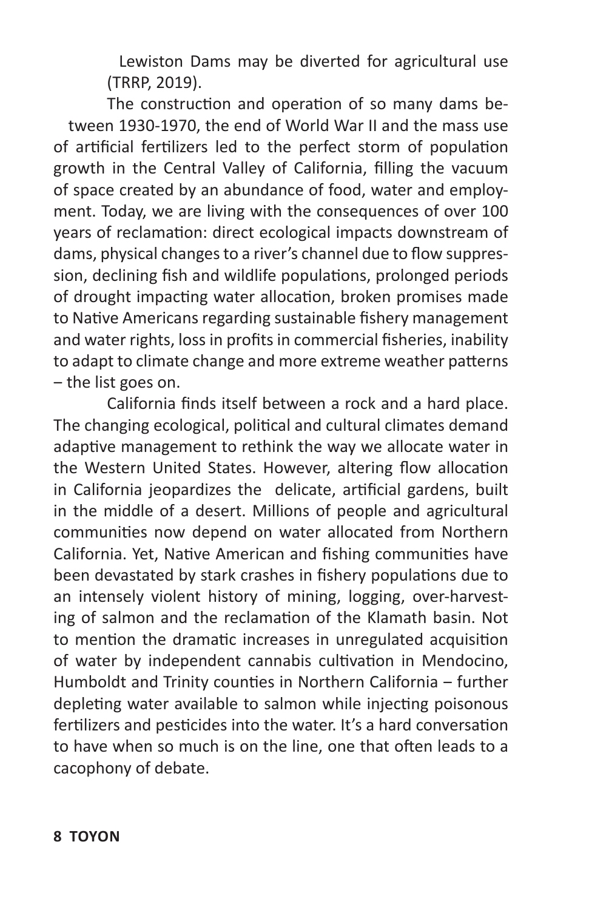Lewiston Dams may be diverted for agricultural use (TRRP, 2019).

The construction and operation of so many dams between 1930-1970, the end of World War II and the mass use of artificial fertilizers led to the perfect storm of population growth in the Central Valley of California, filling the vacuum of space created by an abundance of food, water and employment. Today, we are living with the consequences of over 100 years of reclamation: direct ecological impacts downstream of dams, physical changes to a river's channel due to flow suppression, declining fish and wildlife populations, prolonged periods of drought impacting water allocation, broken promises made to Native Americans regarding sustainable fishery management and water rights, loss in profits in commercial fisheries, inability to adapt to climate change and more extreme weather patterns – the list goes on.

California finds itself between a rock and a hard place. The changing ecological, political and cultural climates demand adaptive management to rethink the way we allocate water in the Western United States. However, altering flow allocation in California jeopardizes the delicate, artificial gardens, built in the middle of a desert. Millions of people and agricultural communities now depend on water allocated from Northern California. Yet, Native American and fishing communities have been devastated by stark crashes in fishery populations due to an intensely violent history of mining, logging, over-harvesting of salmon and the reclamation of the Klamath basin. Not to mention the dramatic increases in unregulated acquisition of water by independent cannabis cultivation in Mendocino, Humboldt and Trinity counties in Northern California – further depleting water available to salmon while injecting poisonous fertilizers and pesticides into the water. It's a hard conversation to have when so much is on the line, one that often leads to a cacophony of debate.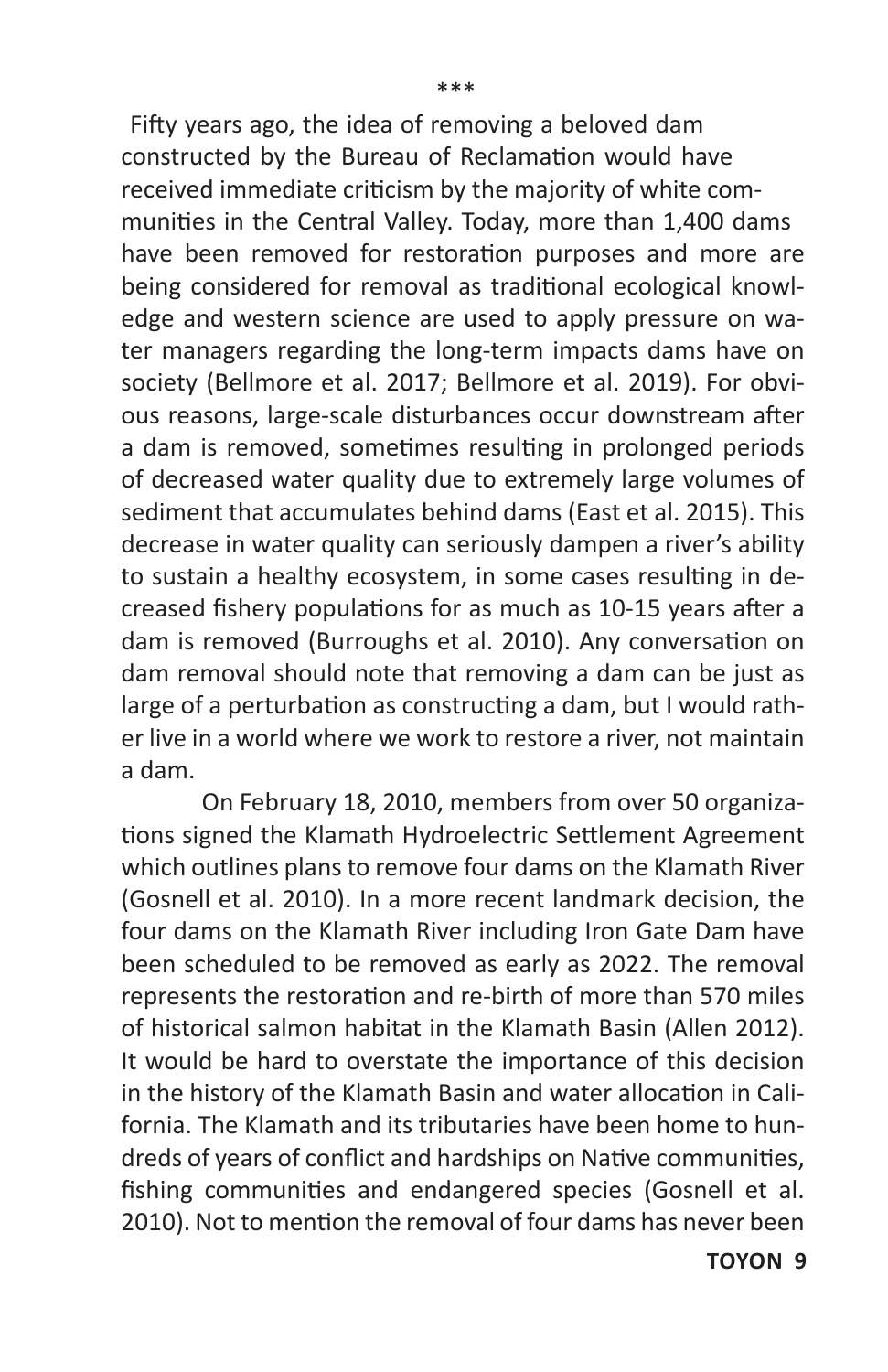\*\*\*

Fifty years ago, the idea of removing a beloved dam constructed by the Bureau of Reclamation would have received immediate criticism by the majority of white communities in the Central Valley. Today, more than 1,400 dams have been removed for restoration purposes and more are being considered for removal as traditional ecological knowledge and western science are used to apply pressure on water managers regarding the long-term impacts dams have on society (Bellmore et al. 2017; Bellmore et al. 2019). For obvious reasons, large-scale disturbances occur downstream after a dam is removed, sometimes resulting in prolonged periods of decreased water quality due to extremely large volumes of sediment that accumulates behind dams (East et al. 2015). This decrease in water quality can seriously dampen a river's ability to sustain a healthy ecosystem, in some cases resulting in decreased fishery populations for as much as 10-15 years after a dam is removed (Burroughs et al. 2010). Any conversation on dam removal should note that removing a dam can be just as large of a perturbation as constructing a dam, but I would rather live in a world where we work to restore a river, not maintain a dam.

On February 18, 2010, members from over 50 organizations signed the Klamath Hydroelectric Settlement Agreement which outlines plans to remove four dams on the Klamath River (Gosnell et al. 2010). In a more recent landmark decision, the four dams on the Klamath River including Iron Gate Dam have been scheduled to be removed as early as 2022. The removal represents the restoration and re-birth of more than 570 miles of historical salmon habitat in the Klamath Basin (Allen 2012). It would be hard to overstate the importance of this decision in the history of the Klamath Basin and water allocation in California. The Klamath and its tributaries have been home to hundreds of years of conflict and hardships on Native communities, fishing communities and endangered species (Gosnell et al. 2010). Not to mention the removal of four dams has never been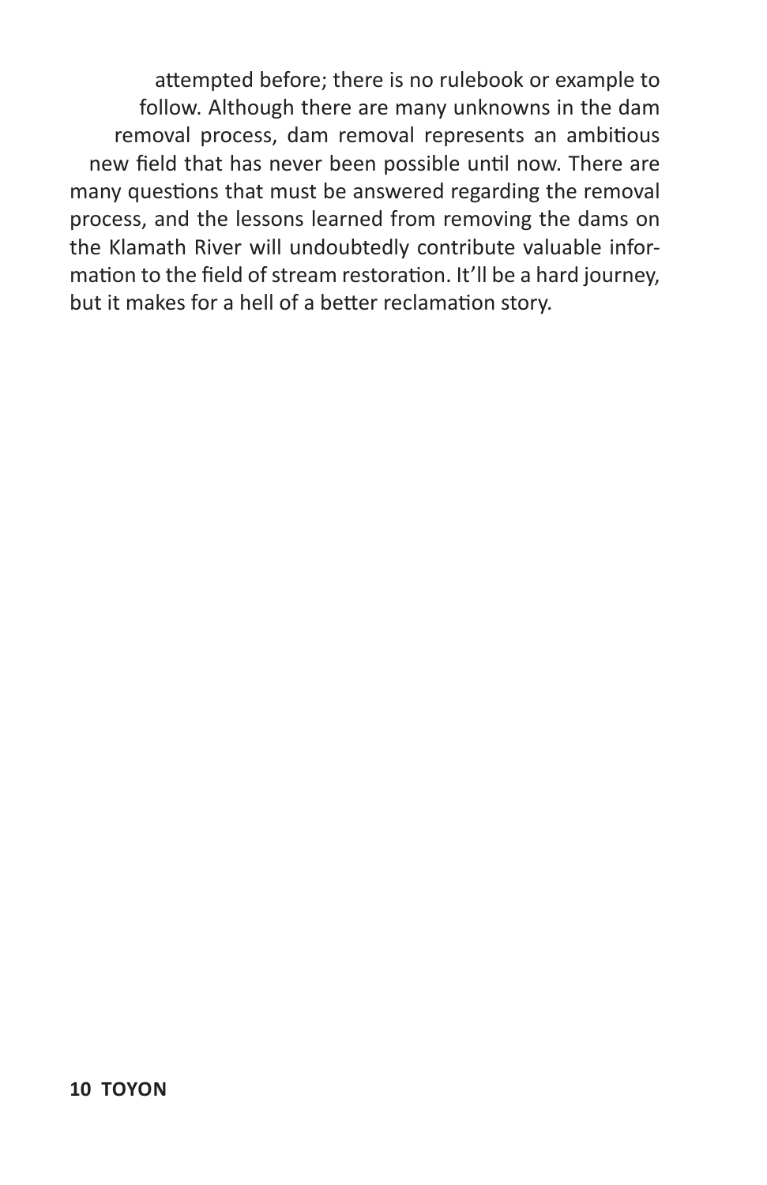attempted before; there is no rulebook or example to follow. Although there are many unknowns in the dam removal process, dam removal represents an ambitious new field that has never been possible until now. There are many questions that must be answered regarding the removal process, and the lessons learned from removing the dams on the Klamath River will undoubtedly contribute valuable information to the field of stream restoration. It'll be a hard journey, but it makes for a hell of a better reclamation story.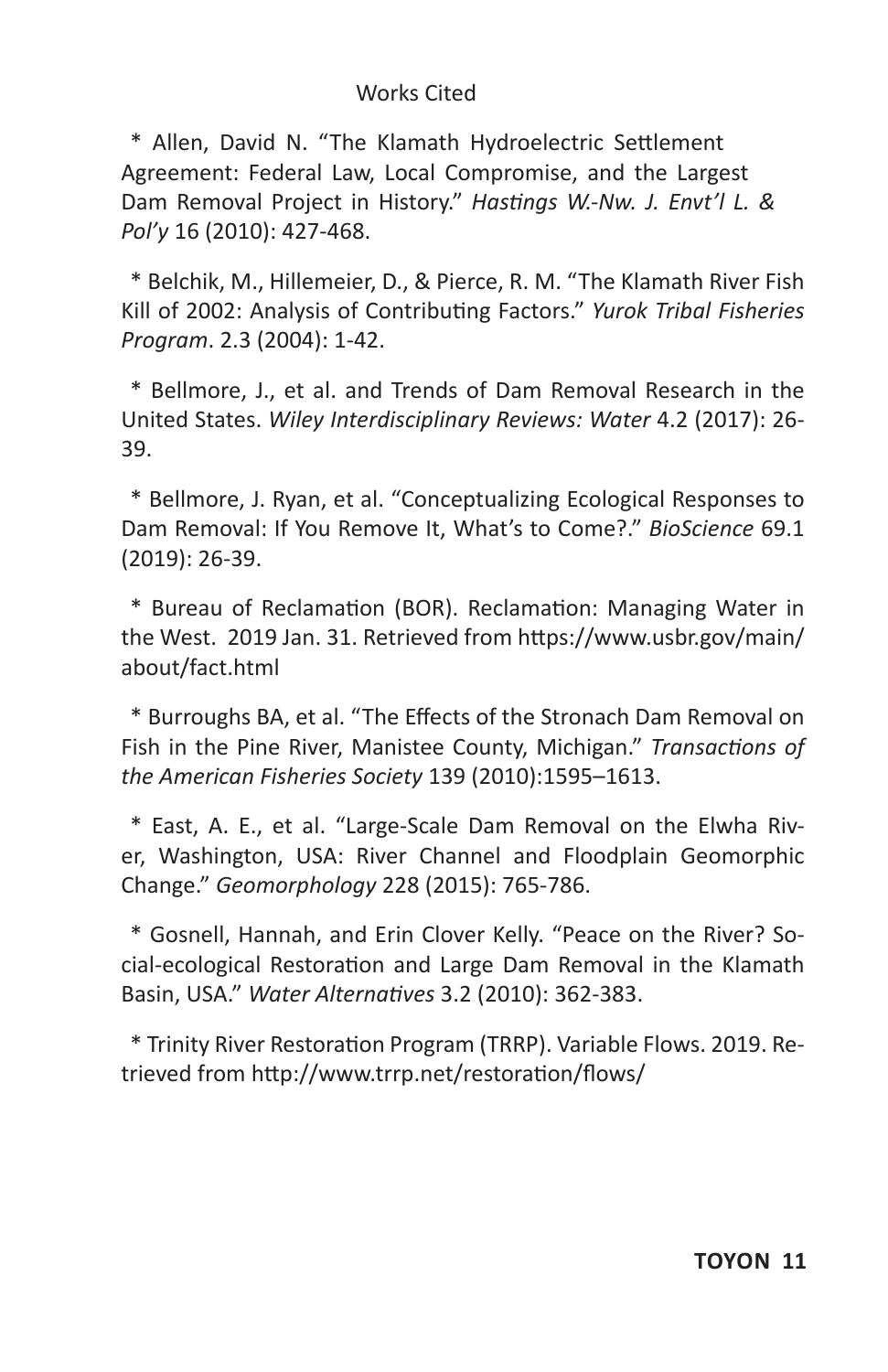# Works Cited

* Allen, David N. “The Klamath Hydroelectric Settlement Agreement: Federal Law, Local Compromise, and the Largest Dam Removal Project in History.” *Hastings W.-Nw. J. Envt’l L. & Pol’y* 16 (2010): 427-468.

* Belchik, M., Hillemeier, D., & Pierce, R. M. “The Klamath River Fish Kill of 2002: Analysis of Contributing Factors.” *Yurok Tribal Fisheries Program*. 2.3 (2004): 1-42.

* Bellmore, J., et al. and Trends of Dam Removal Research in the United States. *Wiley Interdisciplinary Reviews: Water* 4.2 (2017): 26-39.

* Bellmore, J. Ryan, et al. “Conceptualizing Ecological Responses to Dam Removal: If You Remove It, What’s to Come?.” *BioScience* 69.1 (2019): 26-39.

* Bureau of Reclamation (BOR). Reclamation: Managing Water in the West. 2019 Jan. 31. Retrieved from https://www.usbr.gov/main/about/fact.html

* Burroughs BA, et al. “The Effects of the Stronach Dam Removal on Fish in the Pine River, Manistee County, Michigan.” *Transactions of the American Fisheries Society* 139 (2010):1595–1613.

* East, A. E., et al. “Large-Scale Dam Removal on the Elwha River, Washington, USA: River Channel and Floodplain Geomorphic Change.” *Geomorphology* 228 (2015): 765-786.

* Gosnell, Hannah, and Erin Clover Kelly. “Peace on the River? Social-ecological Restoration and Large Dam Removal in the Klamath Basin, USA.” *Water Alternatives* 3.2 (2010): 362-383.

* Trinity River Restoration Program (TRRP). Variable Flows. 2019. Retrieved from http://www.trrp.net/restoration/flows/